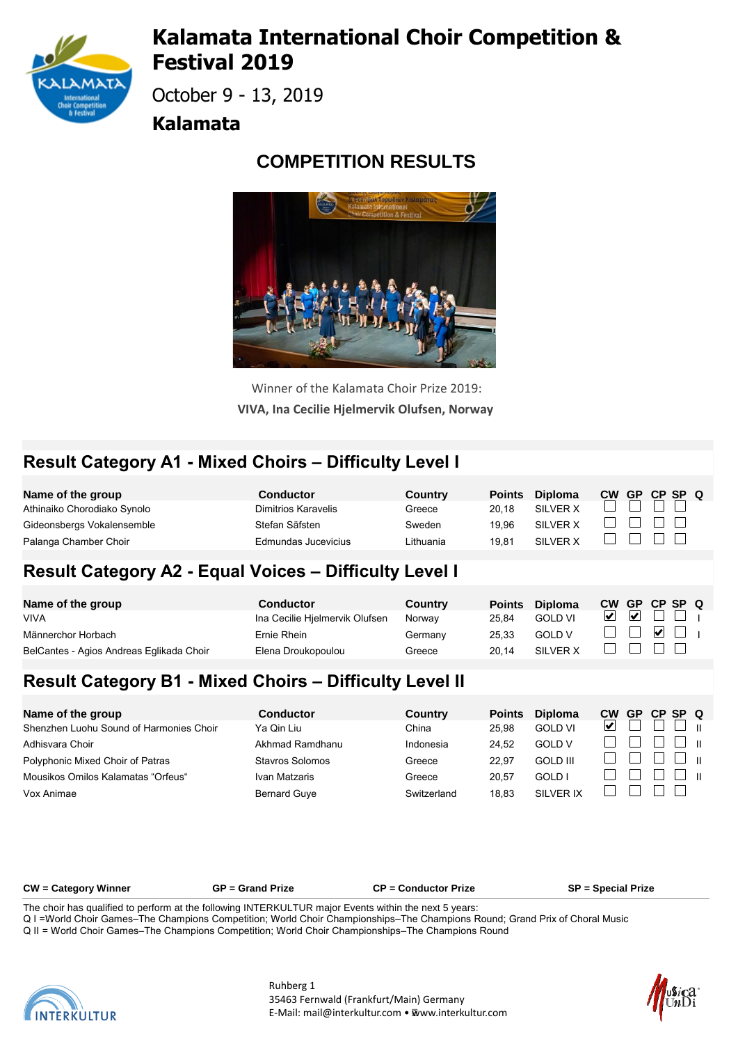# Kalamata International Choir Competition & Festival 2019

October 9 - 13, 2019

**Kalamata**

## COMPETITION RESULTS

Winner of the Kalamata Choir Prize 2019:

**VIVA, Ina Cecilie Hjelmervik Olufsen, Norway**

## Result Category A1 - Mixed Choirs – Difficulty Level I

| Name of the group | Conductor | Country | Points | Diploma | CW | GP | CP | SP | Q |
|---|---|---|---|---|---|---|---|---|---|
| Athinaiko Chorodiako Synolo | Dimitrios Karavelis | Greece | 20,18 | SILVER X | ☐ | ☐ | ☐ | ☐ | |
| Gideonsbergs Vokalensemble | Stefan Säfsten | Sweden | 19,96 | SILVER X | ☐ | ☐ | ☐ | ☐ | |
| Palanga Chamber Choir | Edmundas Jucevicius | Lithuania | 19,81 | SILVER X | ☐ | ☐ | ☐ | ☐ | |

## Result Category A2 - Equal Voices – Difficulty Level I

| Name of the group | Conductor | Country | Points | Diploma | CW | GP | CP | SP | Q |
|---|---|---|---|---|---|---|---|---|---|
| VIVA | Ina Cecilie Hjelmervik Olufsen | Norway | 25,84 | GOLD VI | ☑ | ☑ | ☐ | ☐ | I |
| Männerchor Horbach | Ernie Rhein | Germany | 25,33 | GOLD V | ☐ | ☐ | ☑ | ☐ | I |
| BelCantes - Agios Andreas Eglikada Choir | Elena Droukopoulou | Greece | 20,14 | SILVER X | ☐ | ☐ | ☐ | ☐ | |

## Result Category B1 - Mixed Choirs – Difficulty Level II

| Name of the group | Conductor | Country | Points | Diploma | CW | GP | CP | SP | Q |
|---|---|---|---|---|---|---|---|---|---|
| Shenzhen Luohu Sound of Harmonies Choir | Ya Qin Liu | China | 25,98 | GOLD VI | ☑ | ☐ | ☐ | ☐ | II |
| Adhisvara Choir | Akhmad Ramdhanu | Indonesia | 24,52 | GOLD V | ☐ | ☐ | ☐ | ☐ | II |
| Polyphonic Mixed Choir of Patras | Stavros Solomos | Greece | 22,97 | GOLD III | ☐ | ☐ | ☐ | ☐ | II |
| Mousikos Omilos Kalamatas "Orfeus" | Ivan Matzaris | Greece | 20,57 | GOLD I | ☐ | ☐ | ☐ | ☐ | II |
| Vox Animae | Bernard Guye | Switzerland | 18,83 | SILVER IX | ☐ | ☐ | ☐ | ☐ | |

**CW = Category Winner** **GP = Grand Prize** **CP = Conductor Prize** **SP = Special Prize**

The choir has qualified to perform at the following INTERKULTUR major Events within the next 5 years:
Q I =World Choir Games–The Champions Competition; World Choir Championships–The Champions Round; Grand Prix of Choral Music
Q II = World Choir Games–The Champions Competition; World Choir Championships–The Champions Round

Ruhberg 1
35463 Fernwald (Frankfurt/Main) Germany
E-Mail: mail@interkultur.com • www.interkultur.com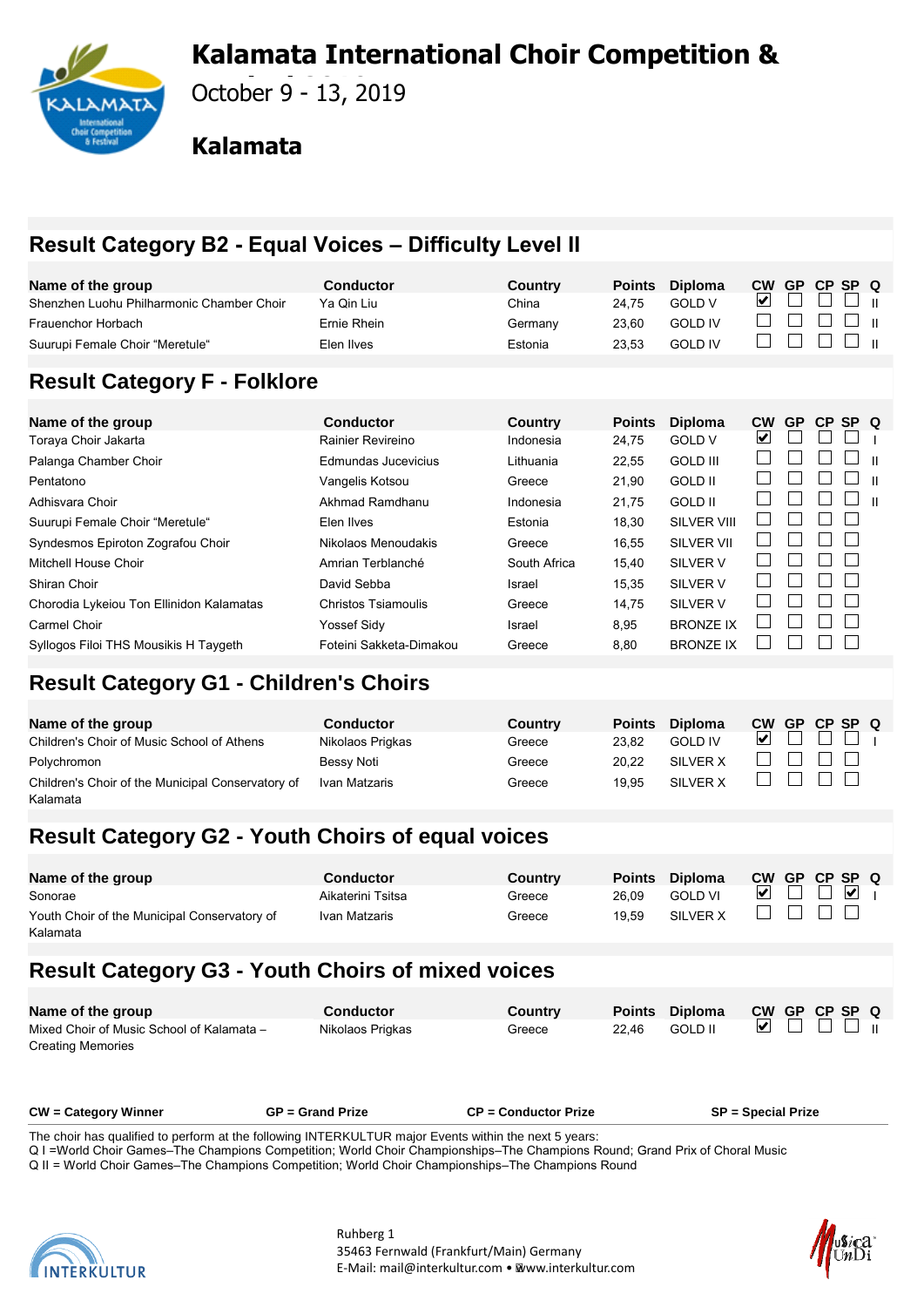# Kalamata International Choir Competition &

October 9 - 13, 2019

## Kalamata

## Result Category B2 - Equal Voices – Difficulty Level II

| Name of the group | Conductor | Country | Points | Diploma | CW | GP | CP | SP | Q |
|---|---|---|---|---|---|---|---|---|---|
| Shenzhen Luohu Philharmonic Chamber Choir | Ya Qin Liu | China | 24,75 | GOLD V | ☑ | ☐ | ☐ | ☐ | II |
| Frauenchor Horbach | Ernie Rhein | Germany | 23,60 | GOLD IV | ☐ | ☐ | ☐ | ☐ | II |
| Suurupi Female Choir "Meretule" | Elen Ilves | Estonia | 23,53 | GOLD IV | ☐ | ☐ | ☐ | ☐ | II |

## Result Category F - Folklore

| Name of the group | Conductor | Country | Points | Diploma | CW | GP | CP | SP | Q |
|---|---|---|---|---|---|---|---|---|---|
| Toraya Choir Jakarta | Rainier Revireino | Indonesia | 24,75 | GOLD V | ☑ | ☐ | ☐ | ☐ | I |
| Palanga Chamber Choir | Edmundas Jucevicius | Lithuania | 22,55 | GOLD III | ☐ | ☐ | ☐ | ☐ | II |
| Pentatono | Vangelis Kotsou | Greece | 21,90 | GOLD II | ☐ | ☐ | ☐ | ☐ | II |
| Adhisvara Choir | Akhmad Ramdhanu | Indonesia | 21,75 | GOLD II | ☐ | ☐ | ☐ | ☐ | II |
| Suurupi Female Choir "Meretule" | Elen Ilves | Estonia | 18,30 | SILVER VIII | ☐ | ☐ | ☐ | ☐ | |
| Syndesmos Epiroton Zografou Choir | Nikolaos Menoudakis | Greece | 16,55 | SILVER VII | ☐ | ☐ | ☐ | ☐ | |
| Mitchell House Choir | Amrian Terblanché | South Africa | 15,40 | SILVER V | ☐ | ☐ | ☐ | ☐ | |
| Shiran Choir | David Sebba | Israel | 15,35 | SILVER V | ☐ | ☐ | ☐ | ☐ | |
| Chorodia Lykeiou Ton Ellinidon Kalamatas | Christos Tsiamoulis | Greece | 14,75 | SILVER V | ☐ | ☐ | ☐ | ☐ | |
| Carmel Choir | Yossef Sidy | Israel | 8,95 | BRONZE IX | ☐ | ☐ | ☐ | ☐ | |
| Syllogos Filoi THS Mousikis H Taygeth | Foteini Sakketa-Dimakou | Greece | 8,80 | BRONZE IX | ☐ | ☐ | ☐ | ☐ | |

## Result Category G1 - Children's Choirs

| Name of the group | Conductor | Country | Points | Diploma | CW | GP | CP | SP | Q |
|---|---|---|---|---|---|---|---|---|---|
| Children's Choir of Music School of Athens | Nikolaos Prigkas | Greece | 23,82 | GOLD IV | ☑ | ☐ | ☐ | ☐ | I |
| Polychromon | Bessy Noti | Greece | 20,22 | SILVER X | ☐ | ☐ | ☐ | ☐ | |
| Children's Choir of the Municipal Conservatory of Kalamata | Ivan Matzaris | Greece | 19,95 | SILVER X | ☐ | ☐ | ☐ | ☐ | |

## Result Category G2 - Youth Choirs of equal voices

| Name of the group | Conductor | Country | Points | Diploma | CW | GP | CP | SP | Q |
|---|---|---|---|---|---|---|---|---|---|
| Sonorae | Aikaterini Tsitsa | Greece | 26,09 | GOLD VI | ☑ | ☐ | ☐ | ☑ | I |
| Youth Choir of the Municipal Conservatory of Kalamata | Ivan Matzaris | Greece | 19,59 | SILVER X | ☐ | ☐ | ☐ | ☐ | |

## Result Category G3 - Youth Choirs of mixed voices

| Name of the group | Conductor | Country | Points | Diploma | CW | GP | CP | SP | Q |
|---|---|---|---|---|---|---|---|---|---|
| Mixed Choir of Music School of Kalamata – Creating Memories | Nikolaos Prigkas | Greece | 22,46 | GOLD II | ☑ | ☐ | ☐ | ☐ | II |

**CW = Category Winner** **GP = Grand Prize** **CP = Conductor Prize** **SP = Special Prize**

The choir has qualified to perform at the following INTERKULTUR major Events within the next 5 years:
Q I =World Choir Games–The Champions Competition; World Choir Championships–The Champions Round; Grand Prix of Choral Music
Q II = World Choir Games–The Champions Competition; World Choir Championships–The Champions Round

Ruhberg 1
35463 Fernwald (Frankfurt/Main) Germany
E-Mail: mail@interkultur.com • www.interkultur.com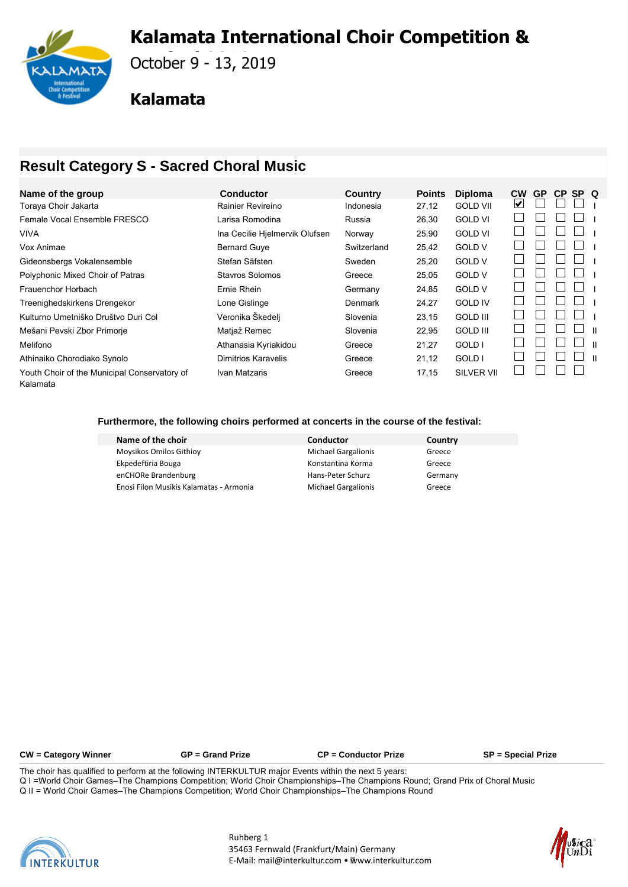# Kalamata International Choir Competition &

October 9 - 13, 2019

**Kalamata**

## Result Category S - Sacred Choral Music

| Name of the group | Conductor | Country | Points | Diploma | CW | GP | CP | SP | Q |
|---|---|---|---|---|---|---|---|---|---|
| Toraya Choir Jakarta | Rainier Revireino | Indonesia | 27,12 | GOLD VII | ☑ | ☐ | ☐ | ☐ | I |
| Female Vocal Ensemble FRESCO | Larisa Romodina | Russia | 26,30 | GOLD VI | ☐ | ☐ | ☐ | ☐ | I |
| VIVA | Ina Cecilie Hjelmervik Olufsen | Norway | 25,90 | GOLD VI | ☐ | ☐ | ☐ | ☐ | I |
| Vox Animae | Bernard Guye | Switzerland | 25,42 | GOLD V | ☐ | ☐ | ☐ | ☐ | I |
| Gideonsbergs Vokalensemble | Stefan Säfsten | Sweden | 25,20 | GOLD V | ☐ | ☐ | ☐ | ☐ | I |
| Polyphonic Mixed Choir of Patras | Stavros Solomos | Greece | 25,05 | GOLD V | ☐ | ☐ | ☐ | ☐ | I |
| Frauenchor Horbach | Ernie Rhein | Germany | 24,85 | GOLD V | ☐ | ☐ | ☐ | ☐ | I |
| Treenighedskirkens Drengekor | Lone Gislinge | Denmark | 24,27 | GOLD IV | ☐ | ☐ | ☐ | ☐ | I |
| Kulturno Umetniško Društvo Duri Col | Veronika Škedelj | Slovenia | 23,15 | GOLD III | ☐ | ☐ | ☐ | ☐ | I |
| Mešani Pevski Zbor Primorje | Matjaž Remec | Slovenia | 22,95 | GOLD III | ☐ | ☐ | ☐ | ☐ | II |
| Melifono | Athanasia Kyriakidou | Greece | 21,27 | GOLD I | ☐ | ☐ | ☐ | ☐ | II |
| Athinaiko Chorodiako Synolo | Dimitrios Karavelis | Greece | 21,12 | GOLD I | ☐ | ☐ | ☐ | ☐ | II |
| Youth Choir of the Municipal Conservatory of Kalamata | Ivan Matzaris | Greece | 17,15 | SILVER VII | ☐ | ☐ | ☐ | ☐ | |

**Furthermore, the following choirs performed at concerts in the course of the festival:**

| Name of the choir | Conductor | Country |
|---|---|---|
| Moysikos Omilos Githioy | Michael Gargalionis | Greece |
| Ekpedeftiria Bouga | Konstantina Korma | Greece |
| enCHORe Brandenburg | Hans-Peter Schurz | Germany |
| Enosi Filon Musikis Kalamatas - Armonia | Michael Gargalionis | Greece |

**CW = Category Winner** **GP = Grand Prize** **CP = Conductor Prize** **SP = Special Prize**

The choir has qualified to perform at the following INTERKULTUR major Events within the next 5 years:
Q I =World Choir Games–The Champions Competition; World Choir Championships–The Champions Round; Grand Prix of Choral Music
Q II = World Choir Games–The Champions Competition; World Choir Championships–The Champions Round

INTERKULTUR

Ruhberg 1
35463 Fernwald (Frankfurt/Main) Germany
E-Mail: mail@interkultur.com • www.interkultur.com

Musica Mundi